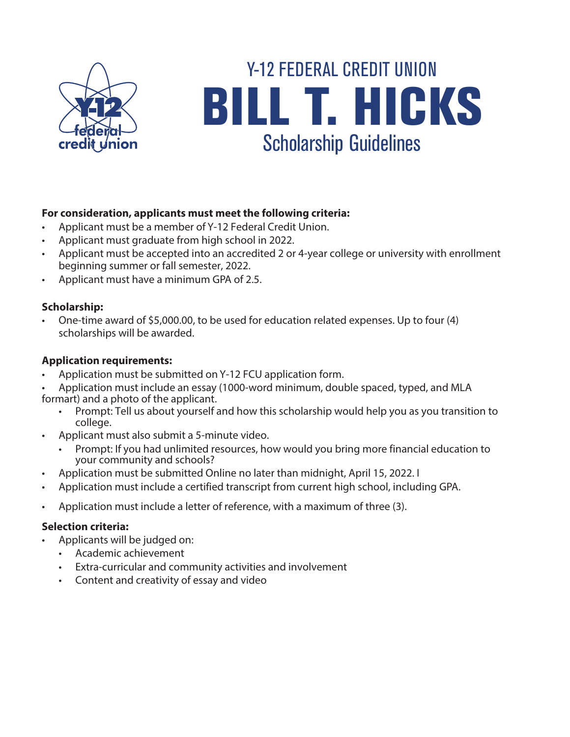Y-12 FEDERAL CREDIT UNION

# BILL T. HICKS

## Scholarship Guidelines

**For consideration, applicants must meet the following criteria:**

- Applicant must be a member of Y-12 Federal Credit Union.
- Applicant must graduate from high school in 2022.
- Applicant must be accepted into an accredited 2 or 4-year college or university with enrollment beginning summer or fall semester, 2022.
- Applicant must have a minimum GPA of 2.5.

**Scholarship:**

- One-time award of $5,000.00, to be used for education related expenses. Up to four (4) scholarships will be awarded.

**Application requirements:**

- Application must be submitted on Y-12 FCU application form.
- Application must include an essay (1000-word minimum, double spaced, typed, and MLA formart) and a photo of the applicant.
  - Prompt: Tell us about yourself and how this scholarship would help you as you transition to college.
- Applicant must also submit a 5-minute video.
  - Prompt: If you had unlimited resources, how would you bring more financial education to your community and schools?
- Application must be submitted Online no later than midnight, April 15, 2022. I
- Application must include a certified transcript from current high school, including GPA.
- Application must include a letter of reference, with a maximum of three (3).

**Selection criteria:**

- Applicants will be judged on:
  - Academic achievement
  - Extra-curricular and community activities and involvement
  - Content and creativity of essay and video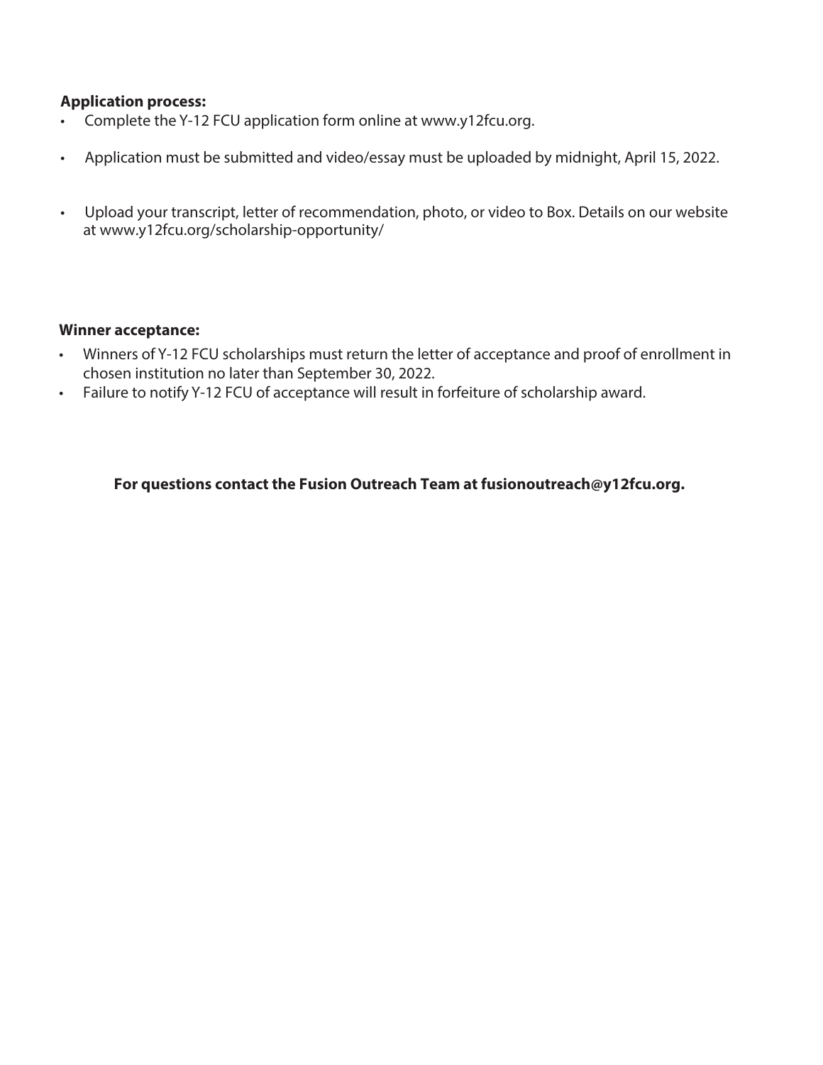**Application process:**

- Complete the Y-12 FCU application form online at www.y12fcu.org.
- Application must be submitted and video/essay must be uploaded by midnight, April 15, 2022.
- Upload your transcript, letter of recommendation, photo, or video to Box. Details on our website at www.y12fcu.org/scholarship-opportunity/

**Winner acceptance:**

- Winners of Y-12 FCU scholarships must return the letter of acceptance and proof of enrollment in chosen institution no later than September 30, 2022.
- Failure to notify Y-12 FCU of acceptance will result in forfeiture of scholarship award.

**For questions contact the Fusion Outreach Team at fusionoutreach@y12fcu.org.**